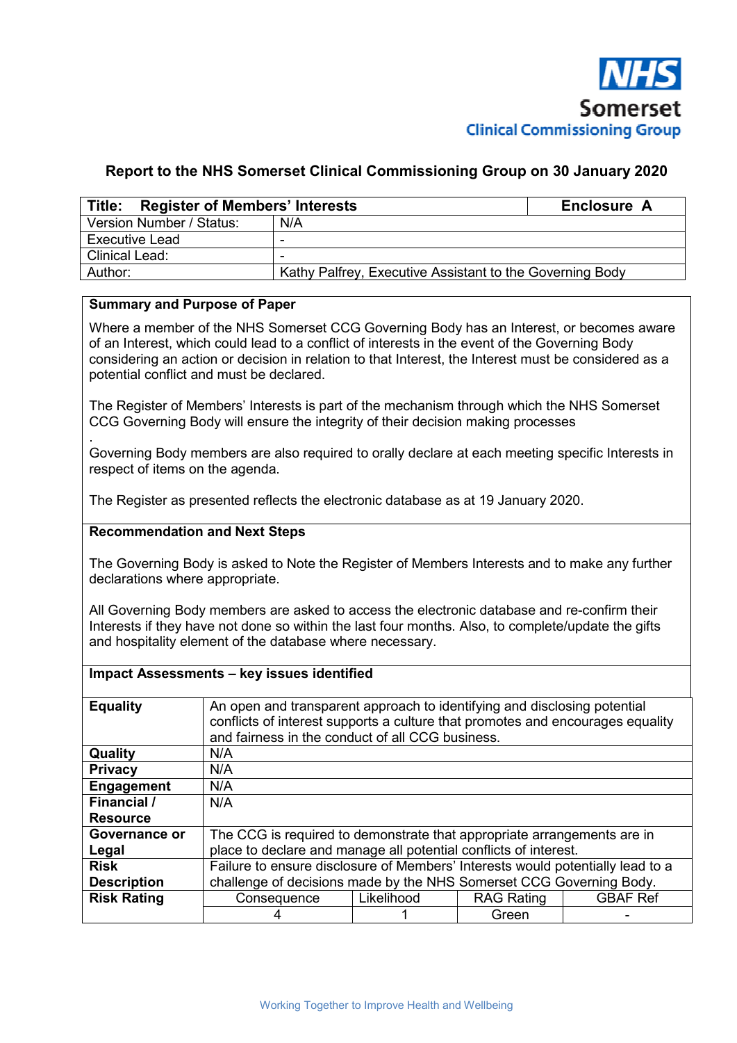NHS Somerset Clinical Commissioning Group

## Report to the NHS Somerset Clinical Commissioning Group on 30 January 2020

| **Title: Register of Members' Interests** | **Enclosure A** |
|---|---|
| Version Number / Status: | N/A |
| Executive Lead | - |
| Clinical Lead: | - |
| Author: | Kathy Palfrey, Executive Assistant to the Governing Body |

**Summary and Purpose of Paper**

Where a member of the NHS Somerset CCG Governing Body has an Interest, or becomes aware of an Interest, which could lead to a conflict of interests in the event of the Governing Body considering an action or decision in relation to that Interest, the Interest must be considered as a potential conflict and must be declared.

The Register of Members' Interests is part of the mechanism through which the NHS Somerset CCG Governing Body will ensure the integrity of their decision making processes

.
Governing Body members are also required to orally declare at each meeting specific Interests in respect of items on the agenda.

The Register as presented reflects the electronic database as at 19 January 2020.

**Recommendation and Next Steps**

The Governing Body is asked to Note the Register of Members Interests and to make any further declarations where appropriate.

All Governing Body members are asked to access the electronic database and re-confirm their Interests if they have not done so within the last four months. Also, to complete/update the gifts and hospitality element of the database where necessary.

**Impact Assessments – key issues identified**

| | | | | |
|---|---|---|---|---|
| **Equality** | An open and transparent approach to identifying and disclosing potential conflicts of interest supports a culture that promotes and encourages equality and fairness in the conduct of all CCG business. | | | |
| **Quality** | N/A | | | |
| **Privacy** | N/A | | | |
| **Engagement** | N/A | | | |
| **Financial / Resource** | N/A | | | |
| **Governance or Legal** | The CCG is required to demonstrate that appropriate arrangements are in place to declare and manage all potential conflicts of interest. | | | |
| **Risk Description** | Failure to ensure disclosure of Members' Interests would potentially lead to a challenge of decisions made by the NHS Somerset CCG Governing Body. | | | |
| **Risk Rating** | Consequence | Likelihood | RAG Rating | GBAF Ref |
| | 4 | 1 | Green | - |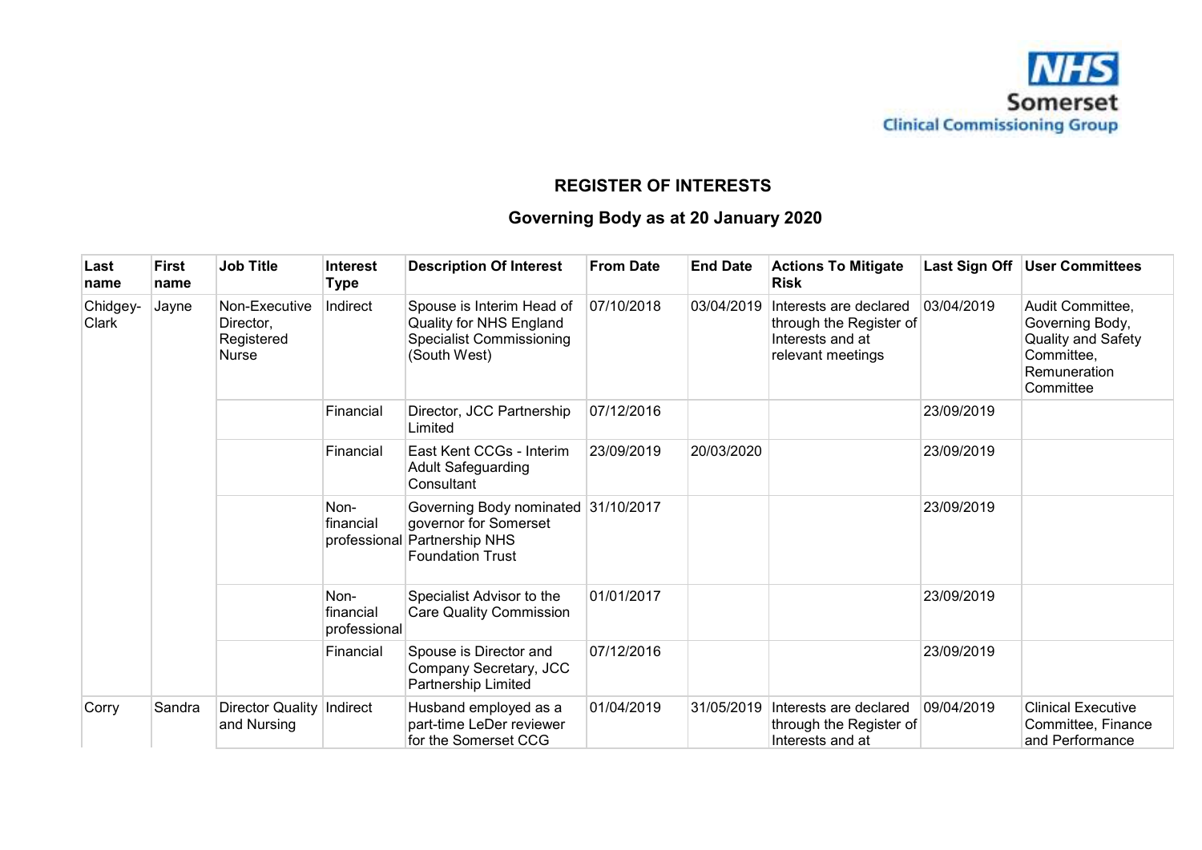# REGISTER OF INTERESTS

## Governing Body as at 20 January 2020

| Last name | First name | Job Title | Interest Type | Description Of Interest | From Date | End Date | Actions To Mitigate Risk | Last Sign Off | User Committees |
|---|---|---|---|---|---|---|---|---|---|
| Chidgey-Clark | Jayne | Non-Executive Director, Registered Nurse | Indirect | Spouse is Interim Head of Quality for NHS England Specialist Commissioning (South West) | 07/10/2018 | 03/04/2019 | Interests are declared through the Register of Interests and at relevant meetings | 03/04/2019 | Audit Committee, Governing Body, Quality and Safety Committee, Remuneration Committee |
| | | | Financial | Director, JCC Partnership Limited | 07/12/2016 | | | 23/09/2019 | |
| | | | Financial | East Kent CCGs - Interim Adult Safeguarding Consultant | 23/09/2019 | 20/03/2020 | | 23/09/2019 | |
| | | | Non-financial professional | Governing Body nominated governor for Somerset Partnership NHS Foundation Trust | 31/10/2017 | | | 23/09/2019 | |
| | | | Non-financial professional | Specialist Advisor to the Care Quality Commission | 01/01/2017 | | | 23/09/2019 | |
| | | | Financial | Spouse is Director and Company Secretary, JCC Partnership Limited | 07/12/2016 | | | 23/09/2019 | |
| Corry | Sandra | Director Quality and Nursing | Indirect | Husband employed as a part-time LeDer reviewer for the Somerset CCG | 01/04/2019 | 31/05/2019 | Interests are declared through the Register of Interests and at | 09/04/2019 | Clinical Executive Committee, Finance and Performance |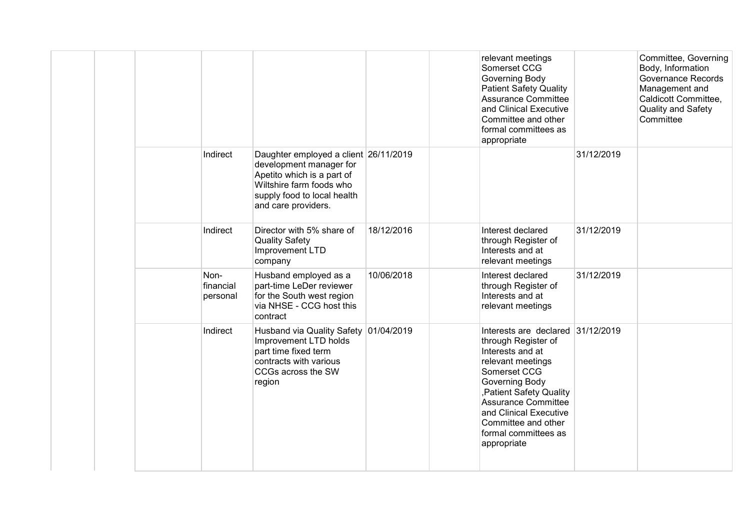| | | | | | | | | | |
|---|---|---|---|---|---|---|---|---|---|
| | | | | | | | relevant meetings Somerset CCG Governing Body Patient Safety Quality Assurance Committee and Clinical Executive Committee and other formal committees as appropriate | | Committee, Governing Body, Information Governance Records Management and Caldicott Committee, Quality and Safety Committee |
| | | | Indirect | Daughter employed a client development manager for Apetito which is a part of Wiltshire farm foods who supply food to local health and care providers. | 26/11/2019 | | | 31/12/2019 | |
| | | | Indirect | Director with 5% share of Quality Safety Improvement LTD company | 18/12/2016 | | Interest declared through Register of Interests and at relevant meetings | 31/12/2019 | |
| | | | Non-financial personal | Husband employed as a part-time LeDer reviewer for the South west region via NHSE - CCG host this contract | 10/06/2018 | | Interest declared through Register of Interests and at relevant meetings | 31/12/2019 | |
| | | | Indirect | Husband via Quality Safety Improvement LTD holds part time fixed term contracts with various CCGs across the SW region | 01/04/2019 | | Interests are declared through Register of Interests and at relevant meetings Somerset CCG Governing Body ,Patient Safety Quality Assurance Committee and Clinical Executive Committee and other formal committees as appropriate | 31/12/2019 | |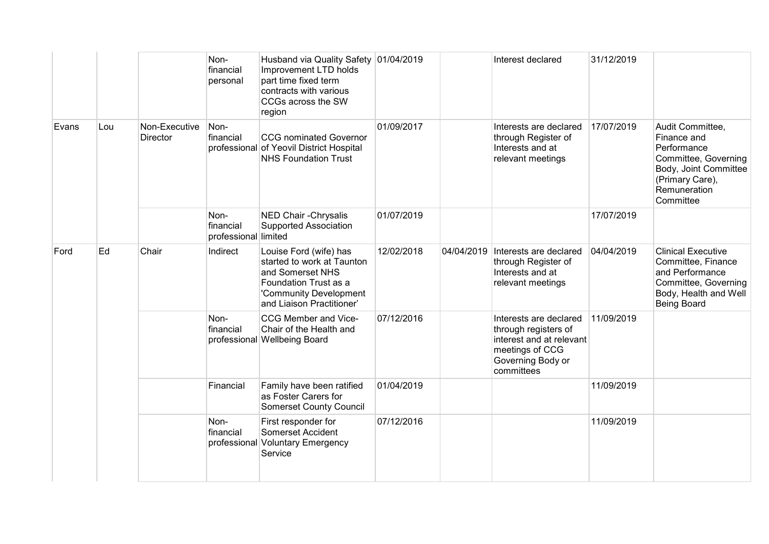| | | | | | | | | | |
|---|---|---|---|---|---|---|---|---|---|
| | | | Non-financial personal | Husband via Quality Safety Improvement LTD holds part time fixed term contracts with various CCGs across the SW region | 01/04/2019 | | Interest declared | 31/12/2019 | |
| Evans | Lou | Non-Executive Director | Non-financial professional | CCG nominated Governor of Yeovil District Hospital NHS Foundation Trust | 01/09/2017 | | Interests are declared through Register of Interests and at relevant meetings | 17/07/2019 | Audit Committee, Finance and Performance Committee, Governing Body, Joint Committee (Primary Care), Remuneration Committee |
| | | | Non-financial professional | NED Chair -Chrysalis Supported Association limited | 01/07/2019 | | | 17/07/2019 | |
| Ford | Ed | Chair | Indirect | Louise Ford (wife) has started to work at Taunton and Somerset NHS Foundation Trust as a 'Community Development and Liaison Practitioner' | 12/02/2018 | 04/04/2019 | Interests are declared through Register of Interests and at relevant meetings | 04/04/2019 | Clinical Executive Committee, Finance and Performance Committee, Governing Body, Health and Well Being Board |
| | | | Non-financial professional | CCG Member and Vice-Chair of the Health and Wellbeing Board | 07/12/2016 | | Interests are declared through registers of interest and at relevant meetings of CCG Governing Body or committees | 11/09/2019 | |
| | | | Financial | Family have been ratified as Foster Carers for Somerset County Council | 01/04/2019 | | | 11/09/2019 | |
| | | | Non-financial professional | First responder for Somerset Accident Voluntary Emergency Service | 07/12/2016 | | | 11/09/2019 | |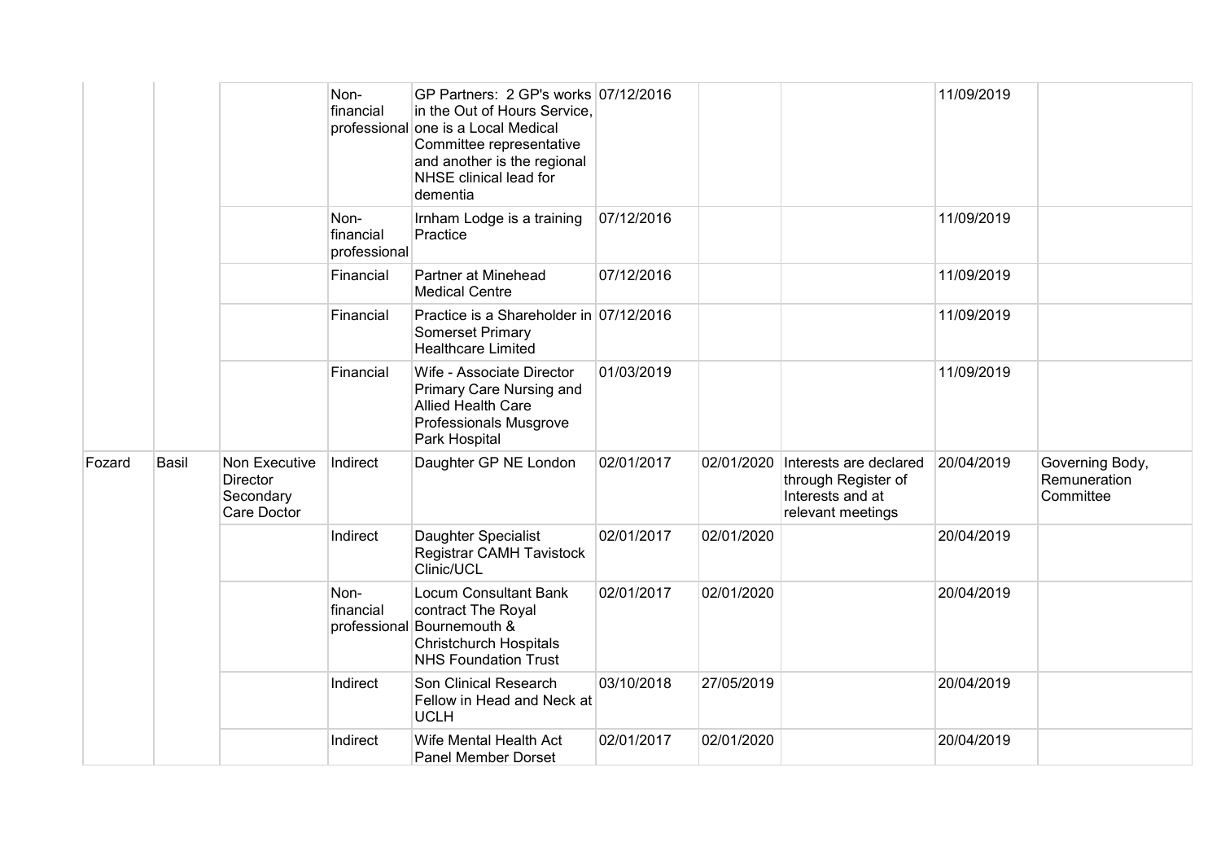| | | | | | | | | | |
|---|---|---|---|---|---|---|---|---|---|
| | | | Non-financial professional | GP Partners: 2 GP's works in the Out of Hours Service, one is a Local Medical Committee representative and another is the regional NHSE clinical lead for dementia | 07/12/2016 | | | 11/09/2019 | |
| | | | Non-financial professional | Irnham Lodge is a training Practice | 07/12/2016 | | | 11/09/2019 | |
| | | | Financial | Partner at Minehead Medical Centre | 07/12/2016 | | | 11/09/2019 | |
| | | | Financial | Practice is a Shareholder in Somerset Primary Healthcare Limited | 07/12/2016 | | | 11/09/2019 | |
| | | | Financial | Wife - Associate Director Primary Care Nursing and Allied Health Care Professionals Musgrove Park Hospital | 01/03/2019 | | | 11/09/2019 | |
| Fozard | Basil | Non Executive Director Secondary Care Doctor | Indirect | Daughter GP NE London | 02/01/2017 | 02/01/2020 | Interests are declared through Register of Interests and at relevant meetings | 20/04/2019 | Governing Body, Remuneration Committee |
| | | | Indirect | Daughter Specialist Registrar CAMH Tavistock Clinic/UCL | 02/01/2017 | 02/01/2020 | | 20/04/2019 | |
| | | | Non-financial professional | Locum Consultant Bank contract The Royal Bournemouth & Christchurch Hospitals NHS Foundation Trust | 02/01/2017 | 02/01/2020 | | 20/04/2019 | |
| | | | Indirect | Son Clinical Research Fellow in Head and Neck at UCLH | 03/10/2018 | 27/05/2019 | | 20/04/2019 | |
| | | | Indirect | Wife Mental Health Act Panel Member Dorset | 02/01/2017 | 02/01/2020 | | 20/04/2019 | |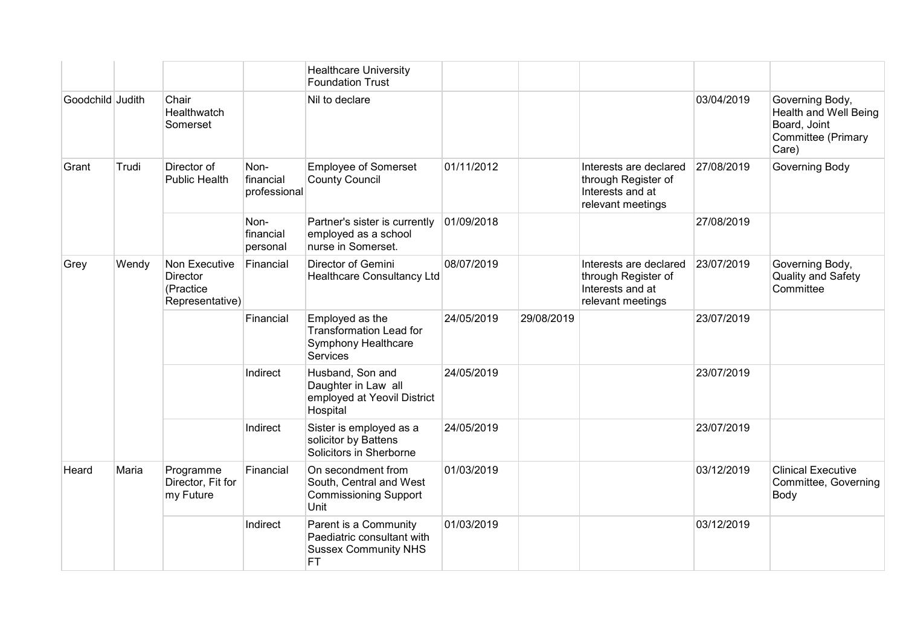| | | | | Healthcare University Foundation Trust | | | | | |
|---|---|---|---|---|---|---|---|---|---|
| Goodchild | Judith | Chair Healthwatch Somerset | | Nil to declare | | | | 03/04/2019 | Governing Body, Health and Well Being Board, Joint Committee (Primary Care) |
| Grant | Trudi | Director of Public Health | Non-financial professional | Employee of Somerset County Council | 01/11/2012 | | Interests are declared through Register of Interests and at relevant meetings | 27/08/2019 | Governing Body |
| | | | Non-financial personal | Partner's sister is currently employed as a school nurse in Somerset. | 01/09/2018 | | | 27/08/2019 | |
| Grey | Wendy | Non Executive Director (Practice Representative) | Financial | Director of Gemini Healthcare Consultancy Ltd | 08/07/2019 | | Interests are declared through Register of Interests and at relevant meetings | 23/07/2019 | Governing Body, Quality and Safety Committee |
| | | | Financial | Employed as the Transformation Lead for Symphony Healthcare Services | 24/05/2019 | 29/08/2019 | | 23/07/2019 | |
| | | | Indirect | Husband, Son and Daughter in Law all employed at Yeovil District Hospital | 24/05/2019 | | | 23/07/2019 | |
| | | | Indirect | Sister is employed as a solicitor by Battens Solicitors in Sherborne | 24/05/2019 | | | 23/07/2019 | |
| Heard | Maria | Programme Director, Fit for my Future | Financial | On secondment from South, Central and West Commissioning Support Unit | 01/03/2019 | | | 03/12/2019 | Clinical Executive Committee, Governing Body |
| | | | Indirect | Parent is a Community Paediatric consultant with Sussex Community NHS FT | 01/03/2019 | | | 03/12/2019 | |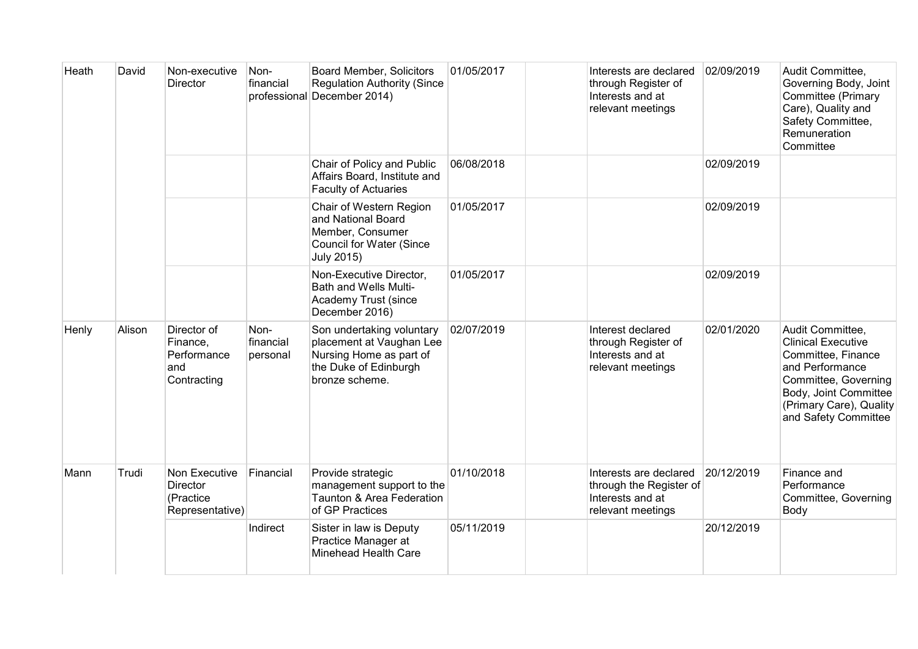| Heath | David | Non-executive Director | Non-financial professional | Board Member, Solicitors Regulation Authority (Since December 2014) | 01/05/2017 | | Interests are declared through Register of Interests and at relevant meetings | 02/09/2019 | Audit Committee, Governing Body, Joint Committee (Primary Care), Quality and Safety Committee, Remuneration Committee |
|---|---|---|---|---|---|---|---|---|---|
| | | | | Chair of Policy and Public Affairs Board, Institute and Faculty of Actuaries | 06/08/2018 | | | 02/09/2019 | |
| | | | | Chair of Western Region and National Board Member, Consumer Council for Water (Since July 2015) | 01/05/2017 | | | 02/09/2019 | |
| | | | | Non-Executive Director, Bath and Wells Multi-Academy Trust (since December 2016) | 01/05/2017 | | | 02/09/2019 | |
| Henly | Alison | Director of Finance, Performance and Contracting | Non-financial personal | Son undertaking voluntary placement at Vaughan Lee Nursing Home as part of the Duke of Edinburgh bronze scheme. | 02/07/2019 | | Interest declared through Register of Interests and at relevant meetings | 02/01/2020 | Audit Committee, Clinical Executive Committee, Finance and Performance Committee, Governing Body, Joint Committee (Primary Care), Quality and Safety Committee |
| Mann | Trudi | Non Executive Director (Practice Representative) | Financial | Provide strategic management support to the Taunton & Area Federation of GP Practices | 01/10/2018 | | Interests are declared through the Register of Interests and at relevant meetings | 20/12/2019 | Finance and Performance Committee, Governing Body |
| | | | Indirect | Sister in law is Deputy Practice Manager at Minehead Health Care | 05/11/2019 | | | 20/12/2019 | |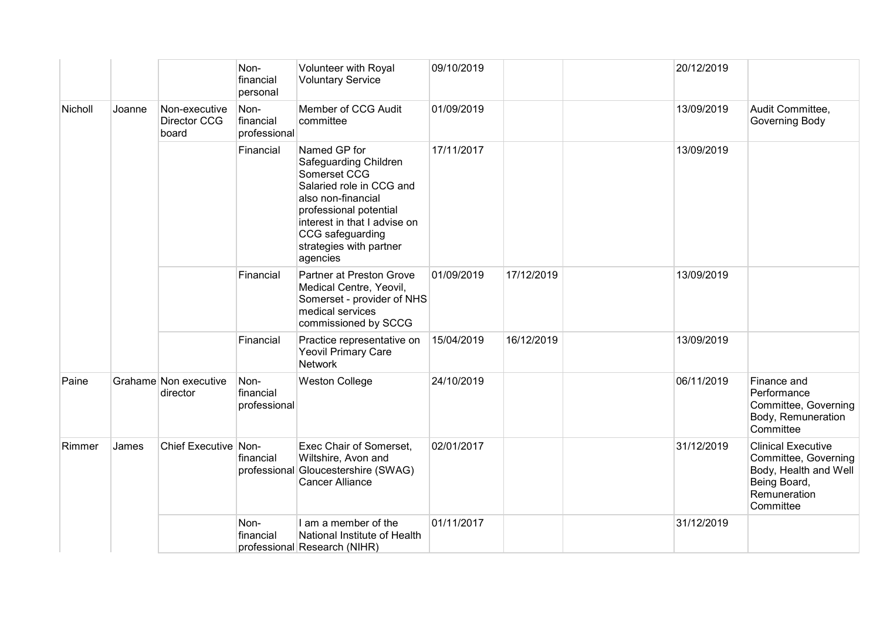|  |  |  | Non-financial personal | Volunteer with Royal Voluntary Service | 09/10/2019 |  |  | 20/12/2019 |  |
|---|---|---|---|---|---|---|---|---|---|
| Nicholl | Joanne | Non-executive Director CCG board | Non-financial professional | Member of CCG Audit committee | 01/09/2019 |  |  | 13/09/2019 | Audit Committee, Governing Body |
|  |  |  | Financial | Named GP for Safeguarding Children Somerset CCG Salaried role in CCG and also non-financial professional potential interest in that I advise on CCG safeguarding strategies with partner agencies | 17/11/2017 |  |  | 13/09/2019 |  |
|  |  |  | Financial | Partner at Preston Grove Medical Centre, Yeovil, Somerset - provider of NHS medical services commissioned by SCCG | 01/09/2019 | 17/12/2019 |  | 13/09/2019 |  |
|  |  |  | Financial | Practice representative on Yeovil Primary Care Network | 15/04/2019 | 16/12/2019 |  | 13/09/2019 |  |
| Paine | Grahame | Non executive director | Non-financial professional | Weston College | 24/10/2019 |  |  | 06/11/2019 | Finance and Performance Committee, Governing Body, Remuneration Committee |
| Rimmer | James | Chief Executive | Non-financial professional | Exec Chair of Somerset, Wiltshire, Avon and Gloucestershire (SWAG) Cancer Alliance | 02/01/2017 |  |  | 31/12/2019 | Clinical Executive Committee, Governing Body, Health and Well Being Board, Remuneration Committee |
|  |  |  | Non-financial professional | I am a member of the National Institute of Health Research (NIHR) | 01/11/2017 |  |  | 31/12/2019 |  |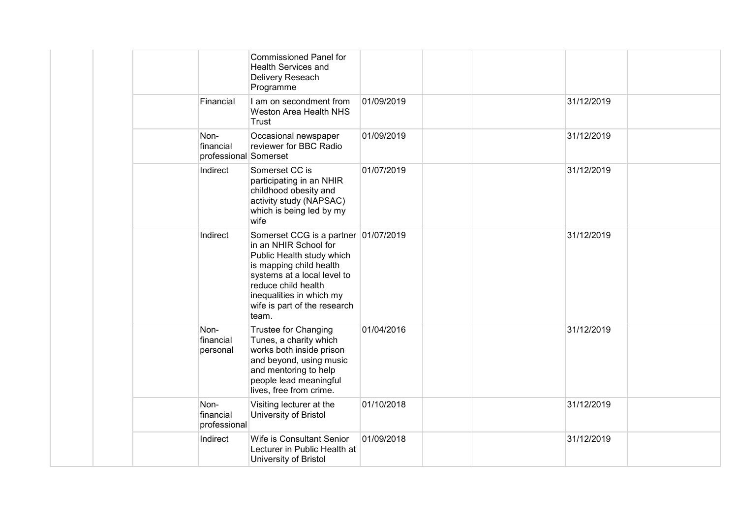| | | | | | | | | | |
|---|---|---|---|---|---|---|---|---|---|
| | | | | Commissioned Panel for Health Services and Delivery Reseach Programme | | | | | |
| | | | Financial | I am on secondment from Weston Area Health NHS Trust | 01/09/2019 | | | 31/12/2019 | |
| | | | Non-financial professional | Occasional newspaper reviewer for BBC Radio Somerset | 01/09/2019 | | | 31/12/2019 | |
| | | | Indirect | Somerset CC is participating in an NHIR childhood obesity and activity study (NAPSAC) which is being led by my wife | 01/07/2019 | | | 31/12/2019 | |
| | | | Indirect | Somerset CCG is a partner in an NHIR School for Public Health study which is mapping child health systems at a local level to reduce child health inequalities in which my wife is part of the research team. | 01/07/2019 | | | 31/12/2019 | |
| | | | Non-financial personal | Trustee for Changing Tunes, a charity which works both inside prison and beyond, using music and mentoring to help people lead meaningful lives, free from crime. | 01/04/2016 | | | 31/12/2019 | |
| | | | Non-financial professional | Visiting lecturer at the University of Bristol | 01/10/2018 | | | 31/12/2019 | |
| | | | Indirect | Wife is Consultant Senior Lecturer in Public Health at University of Bristol | 01/09/2018 | | | 31/12/2019 | |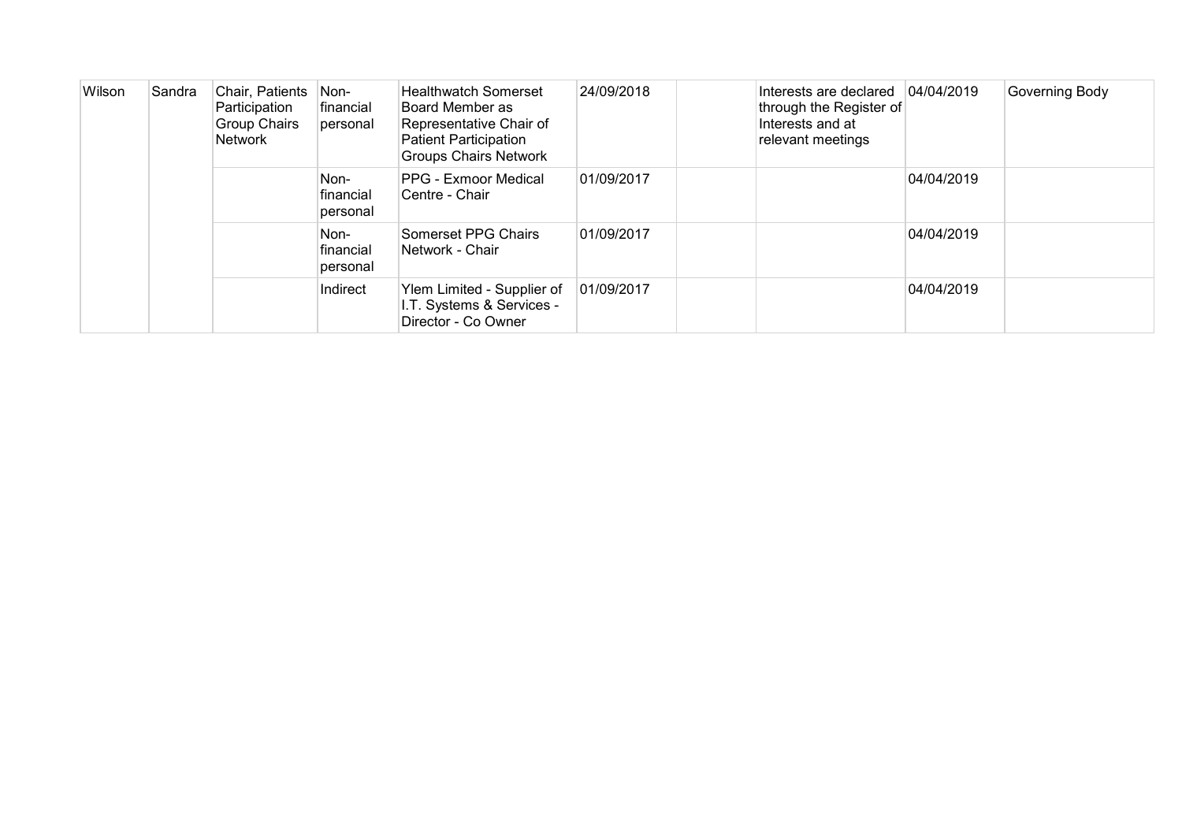| | | | | | | | | | |
|---|---|---|---|---|---|---|---|---|---|
| Wilson | Sandra | Chair, Patients Participation Group Chairs Network | Non-financial personal | Healthwatch Somerset Board Member as Representative Chair of Patient Participation Groups Chairs Network | 24/09/2018 | | Interests are declared through the Register of Interests and at relevant meetings | 04/04/2019 | Governing Body |
| | | | Non-financial personal | PPG - Exmoor Medical Centre - Chair | 01/09/2017 | | | 04/04/2019 | |
| | | | Non-financial personal | Somerset PPG Chairs Network - Chair | 01/09/2017 | | | 04/04/2019 | |
| | | | Indirect | Ylem Limited - Supplier of I.T. Systems & Services - Director - Co Owner | 01/09/2017 | | | 04/04/2019 | |